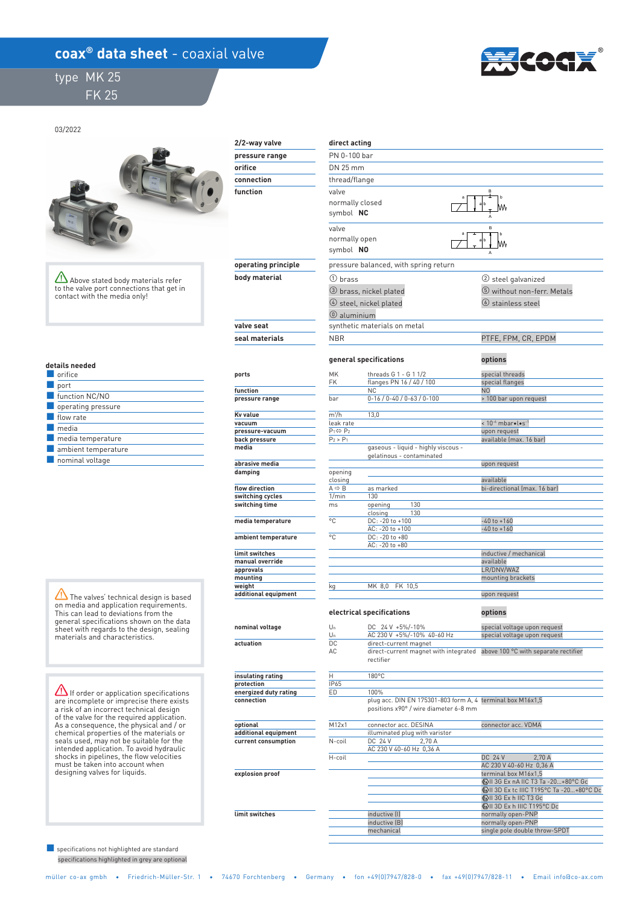# coax® data sheet - coaxial valve

## type MK 25 / FK 25

03/2022

| 2/2-way valve | direct acting | |
|---|---|---|
| pressure range | PN 0-100 bar | |
| orifice | DN 25 mm | |
| connection | thread/flange | |
| function | valve normally closed symbol **NC** | |
| | valve normally open symbol **NO** | |
| operating principle | pressure balanced, with spring return | |
| body material | ① brass | ② steel galvanized |
| | ③ brass, nickel plated | ⑤ without non-ferr. Metals |
| | ④ steel, nickel plated | ⑥ stainless steel |
| | ⑧ aluminium | |
| valve seat | synthetic materials on metal | |
| seal materials | NBR | PTFE, FPM, CR, EPDM |

⚠ Above stated body materials refer to the valve port connections that get in contact with the media only!

**details needed**
- orifice
- port
- function NC/NO
- operating pressure
- flow rate
- media
- media temperature
- ambient temperature
- nominal voltage

### general specifications

| | | general specifications | options |
|---|---|---|---|
| ports | MK | threads G 1 - G 1 1/2 | special threads |
| | FK | flanges PN 16 / 40 / 100 | special flanges |
| function | | NC | NO |
| pressure range | bar | 0-16 / 0-40 / 0-63 / 0-100 | > 100 bar upon request |
| Kv value | m³/h | 13,0 | |
| vacuum | leak rate | | < $10^{-6}$ mbar•l•s⁻¹ |
| pressure-vacuum | $P_1 \Leftrightarrow P_2$ | | upon request |
| back pressure | $P_2 > P_1$ | | available (max. 16 bar) |
| media | | gaseous - liquid - highly viscous - gelatinous - contaminated | |
| abrasive media | | | upon request |
| damping | opening | | |
| | closing | | available |
| flow direction | A ⇨ B | as marked | bi-directional (max. 16 bar) |
| switching cycles | 1/min | 130 | |
| switching time | ms | opening 130 | |
| | | closing 130 | |
| media temperature | °C | DC: -20 to +100 | -40 to +160 |
| | | AC: -20 to +100 | -40 to +160 |
| ambient temperature | °C | DC: -20 to +80 | |
| | | AC: -20 to +80 | |
| limit switches | | | inductive / mechanical |
| manual override | | | available |
| approvals | | | LR/DNV/WAZ |
| mounting | | | mounting brackets |
| weight | kg | MK 8,0 FK 10,5 | |
| additional equipment | | | upon request |

### electrical specifications

| | | electrical specifications | options |
|---|---|---|---|
| nominal voltage | $U_n$ | DC 24 V +5%/-10% | special voltage upon request |
| | $U_n$ | AC 230 V +5%/-10% 40-60 Hz | special voltage upon request |
| actuation | DC | direct-current magnet | |
| | AC | direct-current magnet with integrated rectifier | above 100 °C with separate rectifier |
| insulating rating | H | 180°C | |
| protection | IP65 | | |
| energized duty rating | ED | 100% | |
| connection | | plug acc. DIN EN 175301-803 form A, 4 positions x90° / wire diameter 6-8 mm | terminal box M16x1,5 |
| optional | M12x1 | connector acc. DESINA | connector acc. VDMA |
| additional equipment | | illuminated plug with varistor | |
| current consumption | N-coil | DC 24 V 2,70 A | |
| | | AC 230 V 40-60 Hz 0,36 A | |
| | H-coil | | DC 24 V 2,70 A |
| | | | AC 230 V 40-60 Hz 0,36 A |
| explosion proof | | | terminal box M16x1,5 |
| | | | Ex II 3G Ex nA IIC T3 Ta -20...+80°C Gc |
| | | | Ex II 3D Ex tc IIIC T195°C Ta -20...+80°C Dc |
| | | | Ex II 3G Ex h IIC T3 Gc |
| | | | Ex II 3D Ex h IIIC T195°C Dc |
| limit switches | | inductive (I) | normally open-PNP |
| | | inductive (B) | normally open-PNP |
| | | mechanical | single pole double throw-SPDT |

⚠ The valves' technical design is based on media and application requirements. This can lead to deviations from the general specifications shown on the data sheet with regards to the design, sealing materials and characteristics.

⚠ If order or application specifications are incomplete or imprecise there exists a risk of an incorrect technical design of the valve for the required application. As a consequence, the physical and / or chemical properties of the materials or seals used, may not be suitable for the intended application. To avoid hydraulic shocks in pipelines, the flow velocities must be taken into account when designing valves for liquids.

specifications not highlighted are standard
specifications highlighted in grey are optional

müller co-ax gmbh • Friedrich-Müller-Str. 1 • 74670 Forchtenberg • Germany • fon +49(0)7947/828-0 • fax +49(0)7947/828-11 • Email info@co-ax.com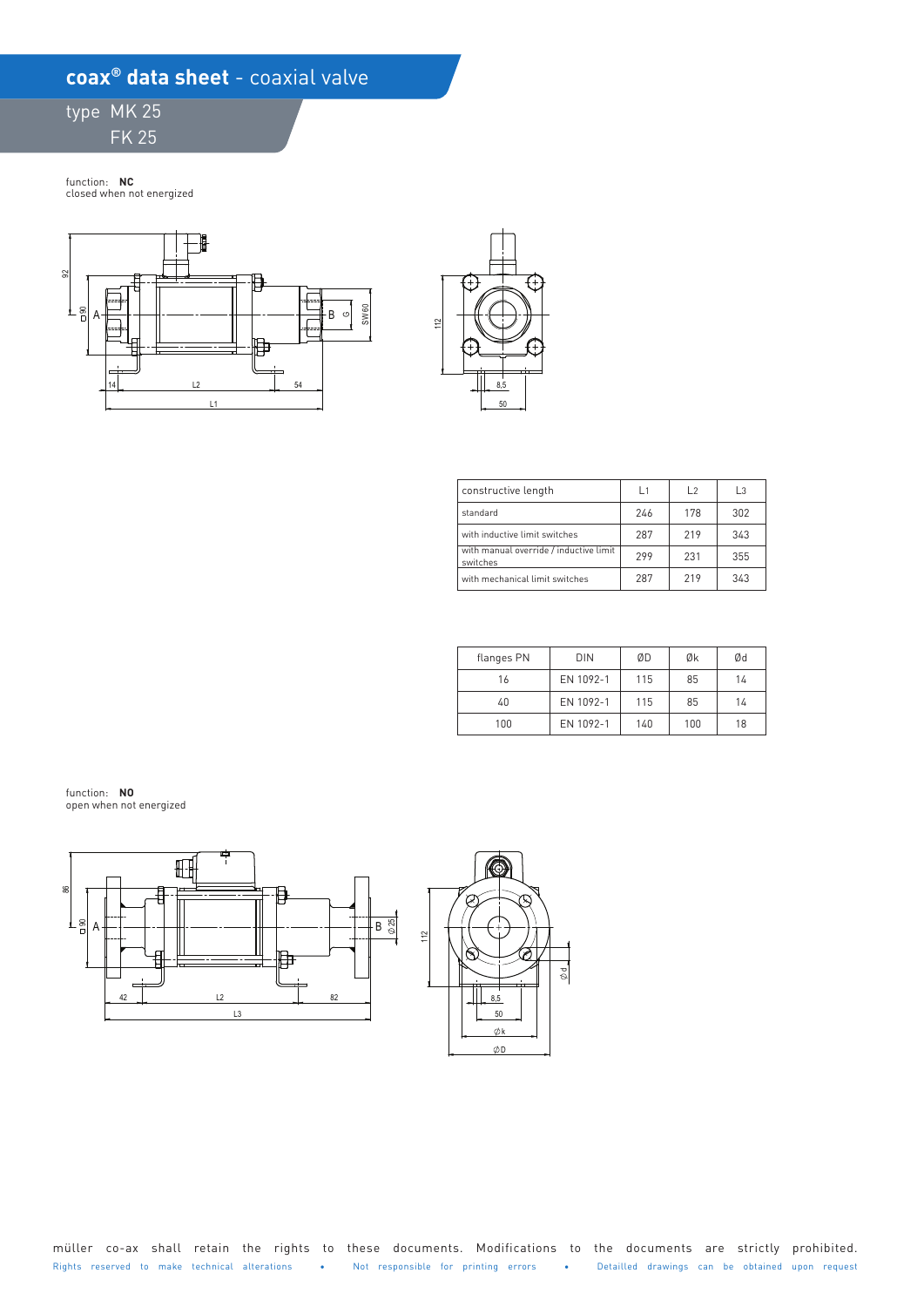# coax® data sheet - coaxial valve

## type MK 25
## FK 25

function: **NC**
closed when not energized

92
□ 90
A
B
G
SW 60
14
L2
54
L1
112
8,5
50

| constructive length | L1 | L2 | L3 |
|---|---|---|---|
| standard | 246 | 178 | 302 |
| with inductive limit switches | 287 | 219 | 343 |
| with manual override / inductive limit switches | 299 | 231 | 355 |
| with mechanical limit switches | 287 | 219 | 343 |

| flanges PN | DIN | ØD | Øk | Ød |
|---|---|---|---|---|
| 16 | EN 1092-1 | 115 | 85 | 14 |
| 40 | EN 1092-1 | 115 | 85 | 14 |
| 100 | EN 1092-1 | 140 | 100 | 18 |

function: **NO**
open when not energized

86
□ 90
A
B
Ø 25
42
L2
82
L3
112
8,5
50
Ø k
Ø D
Ø d

müller co-ax shall retain the rights to these documents. Modifications to the documents are strictly prohibited.
Rights reserved to make technical alterations • Not responsible for printing errors • Detailled drawings can be obtained upon request